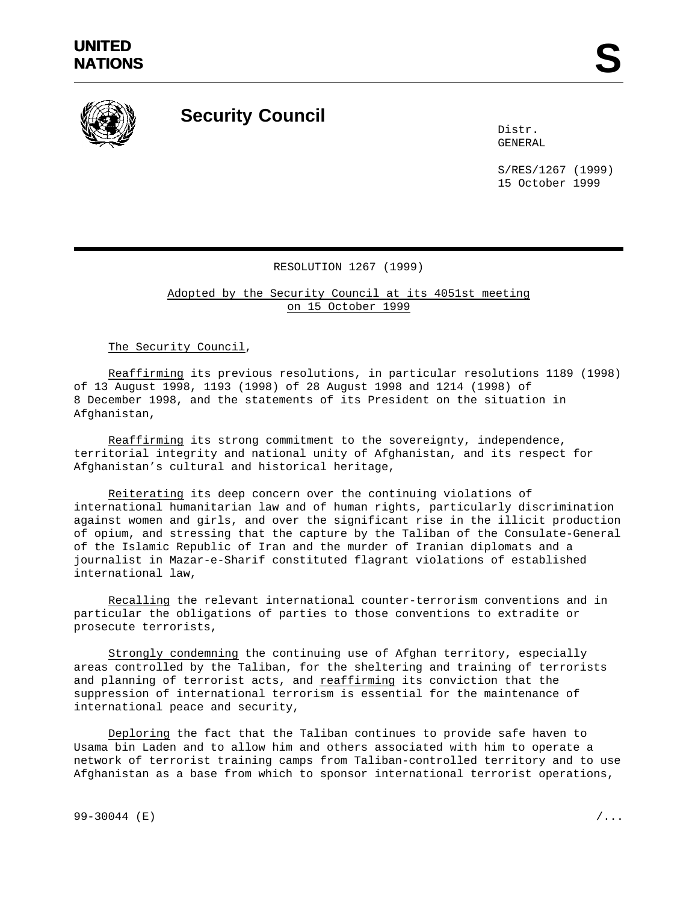UNITED NATIONS

# Security Council

Distr.
GENERAL

S/RES/1267 (1999)
15 October 1999

## RESOLUTION 1267 (1999)

Adopted by the Security Council at its 4051st meeting on 15 October 1999

The Security Council,

Reaffirming its previous resolutions, in particular resolutions 1189 (1998) of 13 August 1998, 1193 (1998) of 28 August 1998 and 1214 (1998) of 8 December 1998, and the statements of its President on the situation in Afghanistan,

Reaffirming its strong commitment to the sovereignty, independence, territorial integrity and national unity of Afghanistan, and its respect for Afghanistan's cultural and historical heritage,

Reiterating its deep concern over the continuing violations of international humanitarian law and of human rights, particularly discrimination against women and girls, and over the significant rise in the illicit production of opium, and stressing that the capture by the Taliban of the Consulate-General of the Islamic Republic of Iran and the murder of Iranian diplomats and a journalist in Mazar-e-Sharif constituted flagrant violations of established international law,

Recalling the relevant international counter-terrorism conventions and in particular the obligations of parties to those conventions to extradite or prosecute terrorists,

Strongly condemning the continuing use of Afghan territory, especially areas controlled by the Taliban, for the sheltering and training of terrorists and planning of terrorist acts, and reaffirming its conviction that the suppression of international terrorism is essential for the maintenance of international peace and security,

Deploring the fact that the Taliban continues to provide safe haven to Usama bin Laden and to allow him and others associated with him to operate a network of terrorist training camps from Taliban-controlled territory and to use Afghanistan as a base from which to sponsor international terrorist operations,

99-30044 (E)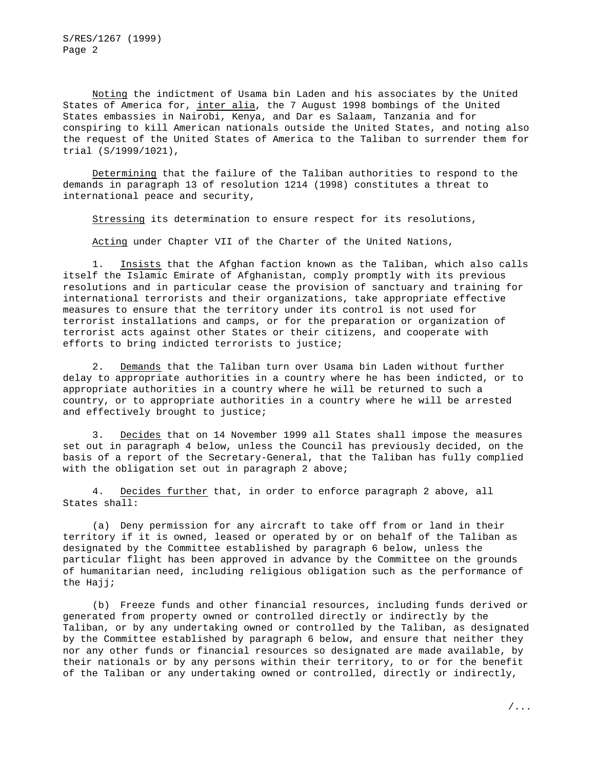Noting the indictment of Usama bin Laden and his associates by the United States of America for, *inter alia*, the 7 August 1998 bombings of the United States embassies in Nairobi, Kenya, and Dar es Salaam, Tanzania and for conspiring to kill American nationals outside the United States, and noting also the request of the United States of America to the Taliban to surrender them for trial (S/1999/1021),

Determining that the failure of the Taliban authorities to respond to the demands in paragraph 13 of resolution 1214 (1998) constitutes a threat to international peace and security,

Stressing its determination to ensure respect for its resolutions,

Acting under Chapter VII of the Charter of the United Nations,

1. Insists that the Afghan faction known as the Taliban, which also calls itself the Islamic Emirate of Afghanistan, comply promptly with its previous resolutions and in particular cease the provision of sanctuary and training for international terrorists and their organizations, take appropriate effective measures to ensure that the territory under its control is not used for terrorist installations and camps, or for the preparation or organization of terrorist acts against other States or their citizens, and cooperate with efforts to bring indicted terrorists to justice;

2. Demands that the Taliban turn over Usama bin Laden without further delay to appropriate authorities in a country where he has been indicted, or to appropriate authorities in a country where he will be returned to such a country, or to appropriate authorities in a country where he will be arrested and effectively brought to justice;

3. Decides that on 14 November 1999 all States shall impose the measures set out in paragraph 4 below, unless the Council has previously decided, on the basis of a report of the Secretary-General, that the Taliban has fully complied with the obligation set out in paragraph 2 above;

4. Decides further that, in order to enforce paragraph 2 above, all States shall:

(a) Deny permission for any aircraft to take off from or land in their territory if it is owned, leased or operated by or on behalf of the Taliban as designated by the Committee established by paragraph 6 below, unless the particular flight has been approved in advance by the Committee on the grounds of humanitarian need, including religious obligation such as the performance of the Hajj;

(b) Freeze funds and other financial resources, including funds derived or generated from property owned or controlled directly or indirectly by the Taliban, or by any undertaking owned or controlled by the Taliban, as designated by the Committee established by paragraph 6 below, and ensure that neither they nor any other funds or financial resources so designated are made available, by their nationals or by any persons within their territory, to or for the benefit of the Taliban or any undertaking owned or controlled, directly or indirectly,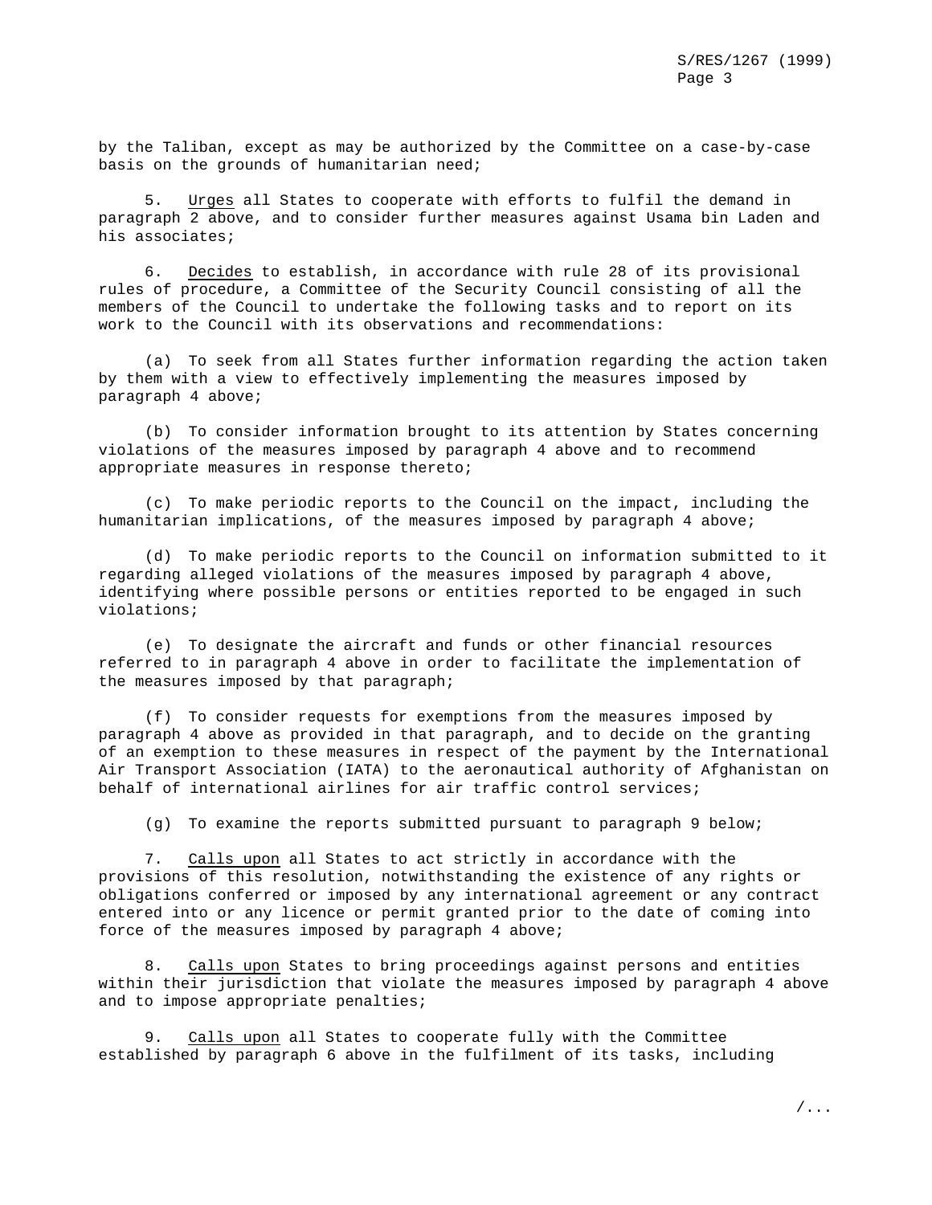by the Taliban, except as may be authorized by the Committee on a case-by-case basis on the grounds of humanitarian need;

5. Urges all States to cooperate with efforts to fulfil the demand in paragraph 2 above, and to consider further measures against Usama bin Laden and his associates;

6. Decides to establish, in accordance with rule 28 of its provisional rules of procedure, a Committee of the Security Council consisting of all the members of the Council to undertake the following tasks and to report on its work to the Council with its observations and recommendations:

(a) To seek from all States further information regarding the action taken by them with a view to effectively implementing the measures imposed by paragraph 4 above;

(b) To consider information brought to its attention by States concerning violations of the measures imposed by paragraph 4 above and to recommend appropriate measures in response thereto;

(c) To make periodic reports to the Council on the impact, including the humanitarian implications, of the measures imposed by paragraph 4 above;

(d) To make periodic reports to the Council on information submitted to it regarding alleged violations of the measures imposed by paragraph 4 above, identifying where possible persons or entities reported to be engaged in such violations;

(e) To designate the aircraft and funds or other financial resources referred to in paragraph 4 above in order to facilitate the implementation of the measures imposed by that paragraph;

(f) To consider requests for exemptions from the measures imposed by paragraph 4 above as provided in that paragraph, and to decide on the granting of an exemption to these measures in respect of the payment by the International Air Transport Association (IATA) to the aeronautical authority of Afghanistan on behalf of international airlines for air traffic control services;

(g) To examine the reports submitted pursuant to paragraph 9 below;

7. Calls upon all States to act strictly in accordance with the provisions of this resolution, notwithstanding the existence of any rights or obligations conferred or imposed by any international agreement or any contract entered into or any licence or permit granted prior to the date of coming into force of the measures imposed by paragraph 4 above;

8. Calls upon States to bring proceedings against persons and entities within their jurisdiction that violate the measures imposed by paragraph 4 above and to impose appropriate penalties;

9. Calls upon all States to cooperate fully with the Committee established by paragraph 6 above in the fulfilment of its tasks, including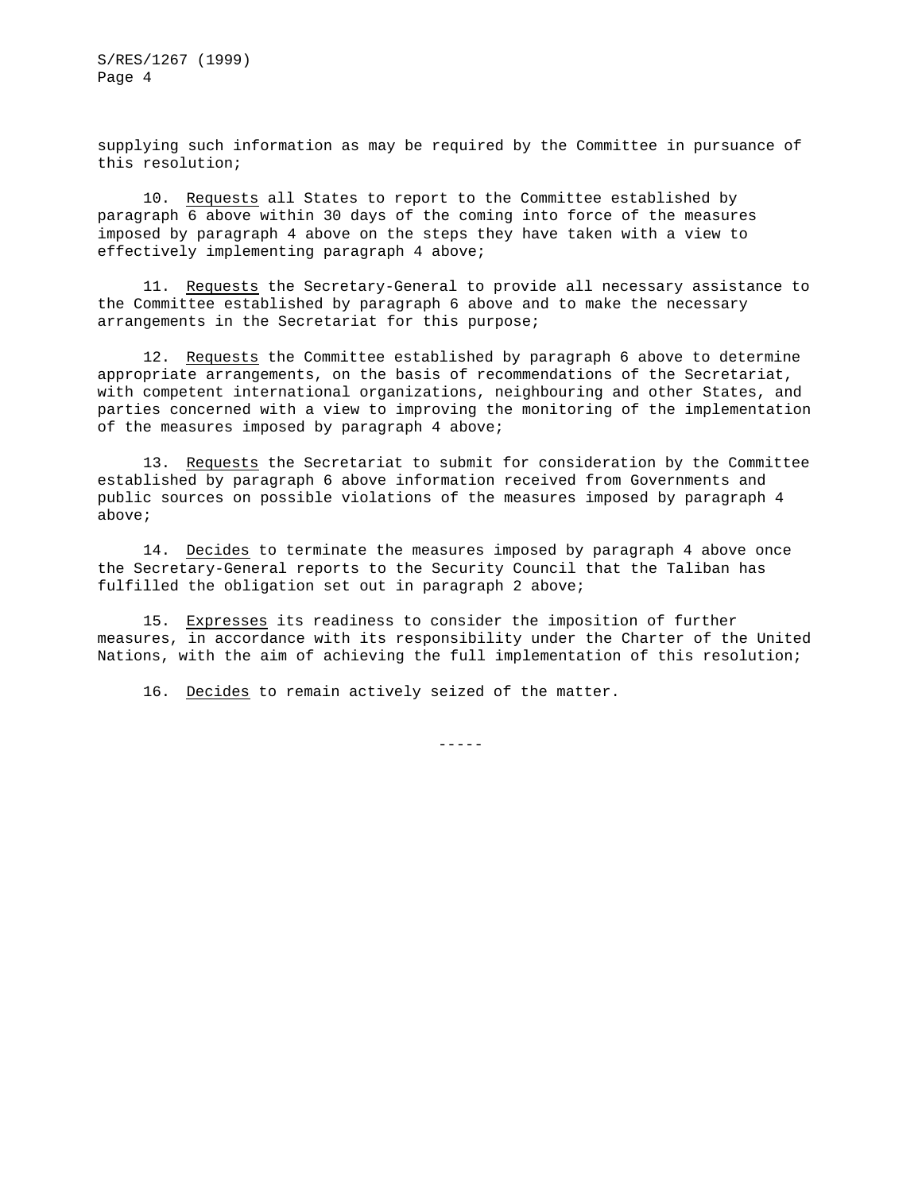supplying such information as may be required by the Committee in pursuance of this resolution;

10. Requests all States to report to the Committee established by paragraph 6 above within 30 days of the coming into force of the measures imposed by paragraph 4 above on the steps they have taken with a view to effectively implementing paragraph 4 above;

11. Requests the Secretary-General to provide all necessary assistance to the Committee established by paragraph 6 above and to make the necessary arrangements in the Secretariat for this purpose;

12. Requests the Committee established by paragraph 6 above to determine appropriate arrangements, on the basis of recommendations of the Secretariat, with competent international organizations, neighbouring and other States, and parties concerned with a view to improving the monitoring of the implementation of the measures imposed by paragraph 4 above;

13. Requests the Secretariat to submit for consideration by the Committee established by paragraph 6 above information received from Governments and public sources on possible violations of the measures imposed by paragraph 4 above;

14. Decides to terminate the measures imposed by paragraph 4 above once the Secretary-General reports to the Security Council that the Taliban has fulfilled the obligation set out in paragraph 2 above;

15. Expresses its readiness to consider the imposition of further measures, in accordance with its responsibility under the Charter of the United Nations, with the aim of achieving the full implementation of this resolution;

16. Decides to remain actively seized of the matter.

-----